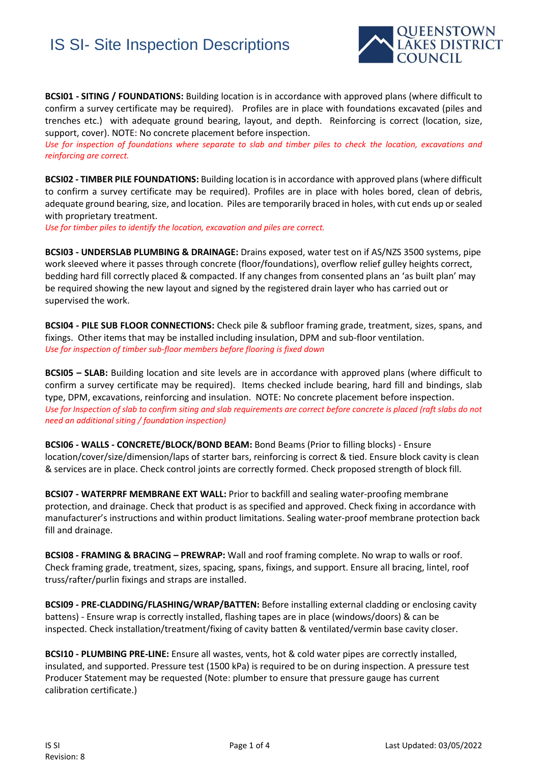# IS SI- Site Inspection Descriptions

**BCSI01 - SITING / FOUNDATIONS:** Building location is in accordance with approved plans (where difficult to confirm a survey certificate may be required). Profiles are in place with foundations excavated (piles and trenches etc.) with adequate ground bearing, layout, and depth. Reinforcing is correct (location, size, support, cover). NOTE: No concrete placement before inspection.
*Use for inspection of foundations where separate to slab and timber piles to check the location, excavations and reinforcing are correct.*

**BCSI02 - TIMBER PILE FOUNDATIONS:** Building location is in accordance with approved plans (where difficult to confirm a survey certificate may be required). Profiles are in place with holes bored, clean of debris, adequate ground bearing, size, and location. Piles are temporarily braced in holes, with cut ends up or sealed with proprietary treatment.
*Use for timber piles to identify the location, excavation and piles are correct.*

**BCSI03 - UNDERSLAB PLUMBING & DRAINAGE:** Drains exposed, water test on if AS/NZS 3500 systems, pipe work sleeved where it passes through concrete (floor/foundations), overflow relief gulley heights correct, bedding hard fill correctly placed & compacted. If any changes from consented plans an 'as built plan' may be required showing the new layout and signed by the registered drain layer who has carried out or supervised the work.

**BCSI04 - PILE SUB FLOOR CONNECTIONS:** Check pile & subfloor framing grade, treatment, sizes, spans, and fixings. Other items that may be installed including insulation, DPM and sub-floor ventilation.
*Use for inspection of timber sub-floor members before flooring is fixed down*

**BCSI05 – SLAB:** Building location and site levels are in accordance with approved plans (where difficult to confirm a survey certificate may be required). Items checked include bearing, hard fill and bindings, slab type, DPM, excavations, reinforcing and insulation. NOTE: No concrete placement before inspection.
*Use for Inspection of slab to confirm siting and slab requirements are correct before concrete is placed (raft slabs do not need an additional siting / foundation inspection)*

**BCSI06 - WALLS - CONCRETE/BLOCK/BOND BEAM:** Bond Beams (Prior to filling blocks) - Ensure location/cover/size/dimension/laps of starter bars, reinforcing is correct & tied. Ensure block cavity is clean & services are in place. Check control joints are correctly formed. Check proposed strength of block fill.

**BCSI07 - WATERPRF MEMBRANE EXT WALL:** Prior to backfill and sealing water-proofing membrane protection, and drainage. Check that product is as specified and approved. Check fixing in accordance with manufacturer's instructions and within product limitations. Sealing water-proof membrane protection back fill and drainage.

**BCSI08 - FRAMING & BRACING – PREWRAP:** Wall and roof framing complete. No wrap to walls or roof. Check framing grade, treatment, sizes, spacing, spans, fixings, and support. Ensure all bracing, lintel, roof truss/rafter/purlin fixings and straps are installed.

**BCSI09 - PRE-CLADDING/FLASHING/WRAP/BATTEN:** Before installing external cladding or enclosing cavity battens) - Ensure wrap is correctly installed, flashing tapes are in place (windows/doors) & can be inspected. Check installation/treatment/fixing of cavity batten & ventilated/vermin base cavity closer.

**BCSI10 - PLUMBING PRE-LINE:** Ensure all wastes, vents, hot & cold water pipes are correctly installed, insulated, and supported. Pressure test (1500 kPa) is required to be on during inspection. A pressure test Producer Statement may be requested (Note: plumber to ensure that pressure gauge has current calibration certificate.)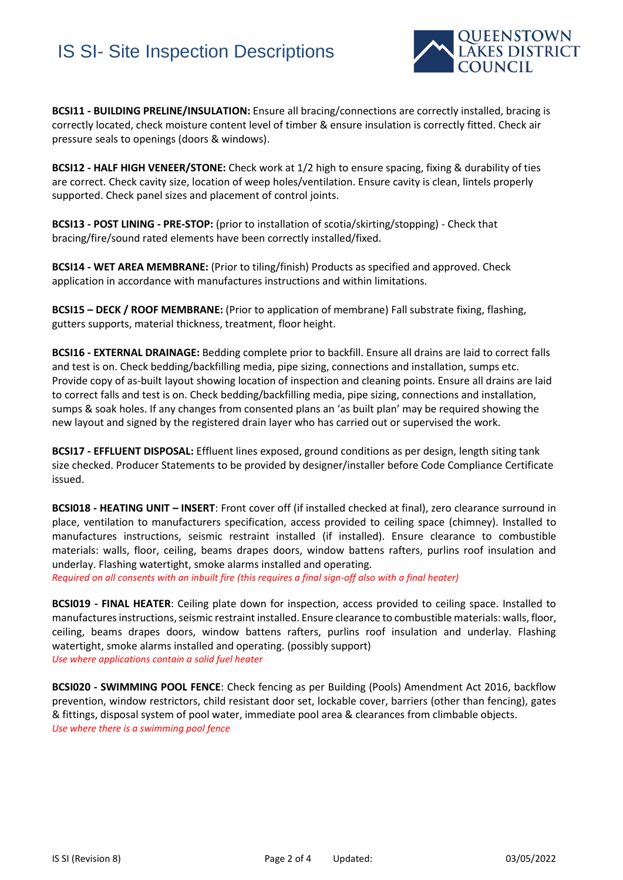**BCSI11 - BUILDING PRELINE/INSULATION:** Ensure all bracing/connections are correctly installed, bracing is correctly located, check moisture content level of timber & ensure insulation is correctly fitted. Check air pressure seals to openings (doors & windows).

**BCSI12 - HALF HIGH VENEER/STONE:** Check work at 1/2 high to ensure spacing, fixing & durability of ties are correct. Check cavity size, location of weep holes/ventilation. Ensure cavity is clean, lintels properly supported. Check panel sizes and placement of control joints.

**BCSI13 - POST LINING - PRE-STOP:** (prior to installation of scotia/skirting/stopping) - Check that bracing/fire/sound rated elements have been correctly installed/fixed.

**BCSI14 - WET AREA MEMBRANE:** (Prior to tiling/finish) Products as specified and approved. Check application in accordance with manufactures instructions and within limitations.

**BCSI15 – DECK / ROOF MEMBRANE:** (Prior to application of membrane) Fall substrate fixing, flashing, gutters supports, material thickness, treatment, floor height.

**BCSI16 - EXTERNAL DRAINAGE:** Bedding complete prior to backfill. Ensure all drains are laid to correct falls and test is on. Check bedding/backfilling media, pipe sizing, connections and installation, sumps etc. Provide copy of as-built layout showing location of inspection and cleaning points. Ensure all drains are laid to correct falls and test is on. Check bedding/backfilling media, pipe sizing, connections and installation, sumps & soak holes. If any changes from consented plans an 'as built plan' may be required showing the new layout and signed by the registered drain layer who has carried out or supervised the work.

**BCSI17 - EFFLUENT DISPOSAL:** Effluent lines exposed, ground conditions as per design, length siting tank size checked. Producer Statements to be provided by designer/installer before Code Compliance Certificate issued.

**BCSI018 - HEATING UNIT – INSERT**: Front cover off (if installed checked at final), zero clearance surround in place, ventilation to manufacturers specification, access provided to ceiling space (chimney). Installed to manufactures instructions, seismic restraint installed (if installed). Ensure clearance to combustible materials: walls, floor, ceiling, beams drapes doors, window battens rafters, purlins roof insulation and underlay. Flashing watertight, smoke alarms installed and operating.
*Required on all consents with an inbuilt fire (this requires a final sign-off also with a final heater)*

**BCSI019 - FINAL HEATER**: Ceiling plate down for inspection, access provided to ceiling space. Installed to manufactures instructions, seismic restraint installed. Ensure clearance to combustible materials: walls, floor, ceiling, beams drapes doors, window battens rafters, purlins roof insulation and underlay. Flashing watertight, smoke alarms installed and operating. (possibly support)
*Use where applications contain a solid fuel heater*

**BCSI020 - SWIMMING POOL FENCE**: Check fencing as per Building (Pools) Amendment Act 2016, backflow prevention, window restrictors, child resistant door set, lockable cover, barriers (other than fencing), gates & fittings, disposal system of pool water, immediate pool area & clearances from climbable objects.
*Use where there is a swimming pool fence*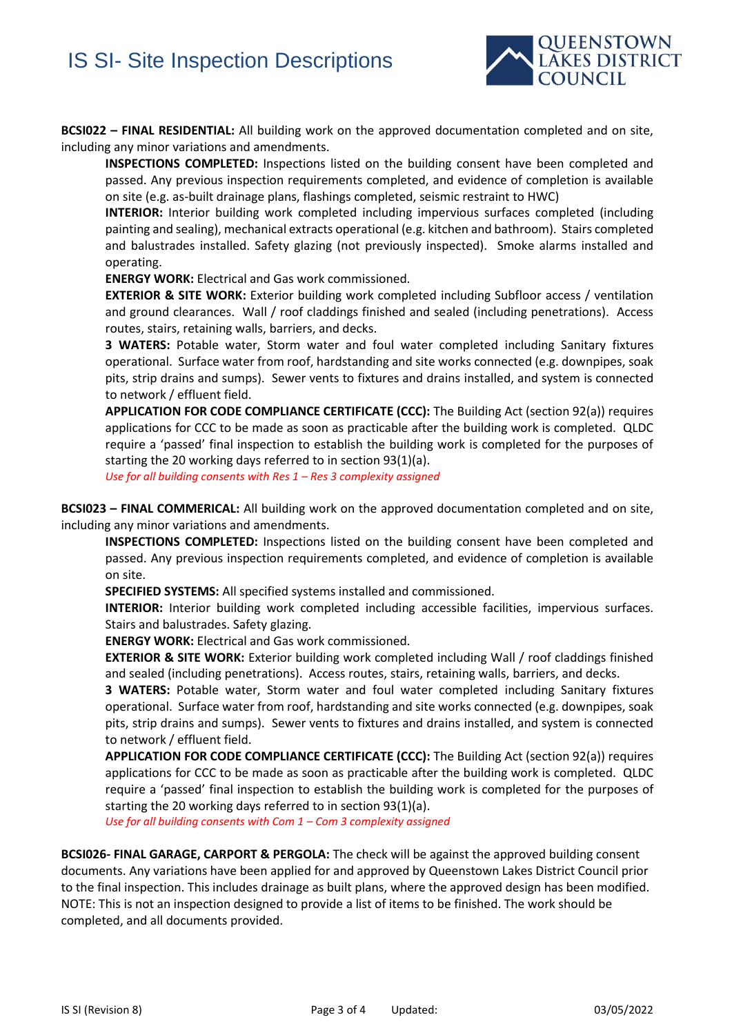**BCSI022 – FINAL RESIDENTIAL:** All building work on the approved documentation completed and on site, including any minor variations and amendments.

> **INSPECTIONS COMPLETED:** Inspections listed on the building consent have been completed and passed. Any previous inspection requirements completed, and evidence of completion is available on site (e.g. as-built drainage plans, flashings completed, seismic restraint to HWC)
>
> **INTERIOR:** Interior building work completed including impervious surfaces completed (including painting and sealing), mechanical extracts operational (e.g. kitchen and bathroom). Stairs completed and balustrades installed. Safety glazing (not previously inspected). Smoke alarms installed and operating.
>
> **ENERGY WORK:** Electrical and Gas work commissioned.
>
> **EXTERIOR & SITE WORK:** Exterior building work completed including Subfloor access / ventilation and ground clearances. Wall / roof claddings finished and sealed (including penetrations). Access routes, stairs, retaining walls, barriers, and decks.
>
> **3 WATERS:** Potable water, Storm water and foul water completed including Sanitary fixtures operational. Surface water from roof, hardstanding and site works connected (e.g. downpipes, soak pits, strip drains and sumps). Sewer vents to fixtures and drains installed, and system is connected to network / effluent field.
>
> **APPLICATION FOR CODE COMPLIANCE CERTIFICATE (CCC):** The Building Act (section 92(a)) requires applications for CCC to be made as soon as practicable after the building work is completed. QLDC require a 'passed' final inspection to establish the building work is completed for the purposes of starting the 20 working days referred to in section 93(1)(a).
>
> *Use for all building consents with Res 1 – Res 3 complexity assigned*

**BCSI023 – FINAL COMMERICAL:** All building work on the approved documentation completed and on site, including any minor variations and amendments.

> **INSPECTIONS COMPLETED:** Inspections listed on the building consent have been completed and passed. Any previous inspection requirements completed, and evidence of completion is available on site.
>
> **SPECIFIED SYSTEMS:** All specified systems installed and commissioned.
>
> **INTERIOR:** Interior building work completed including accessible facilities, impervious surfaces. Stairs and balustrades. Safety glazing.
>
> **ENERGY WORK:** Electrical and Gas work commissioned.
>
> **EXTERIOR & SITE WORK:** Exterior building work completed including Wall / roof claddings finished and sealed (including penetrations). Access routes, stairs, retaining walls, barriers, and decks.
>
> **3 WATERS:** Potable water, Storm water and foul water completed including Sanitary fixtures operational. Surface water from roof, hardstanding and site works connected (e.g. downpipes, soak pits, strip drains and sumps). Sewer vents to fixtures and drains installed, and system is connected to network / effluent field.
>
> **APPLICATION FOR CODE COMPLIANCE CERTIFICATE (CCC):** The Building Act (section 92(a)) requires applications for CCC to be made as soon as practicable after the building work is completed. QLDC require a 'passed' final inspection to establish the building work is completed for the purposes of starting the 20 working days referred to in section 93(1)(a).
>
> *Use for all building consents with Com 1 – Com 3 complexity assigned*

**BCSI026- FINAL GARAGE, CARPORT & PERGOLA:** The check will be against the approved building consent documents. Any variations have been applied for and approved by Queenstown Lakes District Council prior to the final inspection. This includes drainage as built plans, where the approved design has been modified. NOTE: This is not an inspection designed to provide a list of items to be finished. The work should be completed, and all documents provided.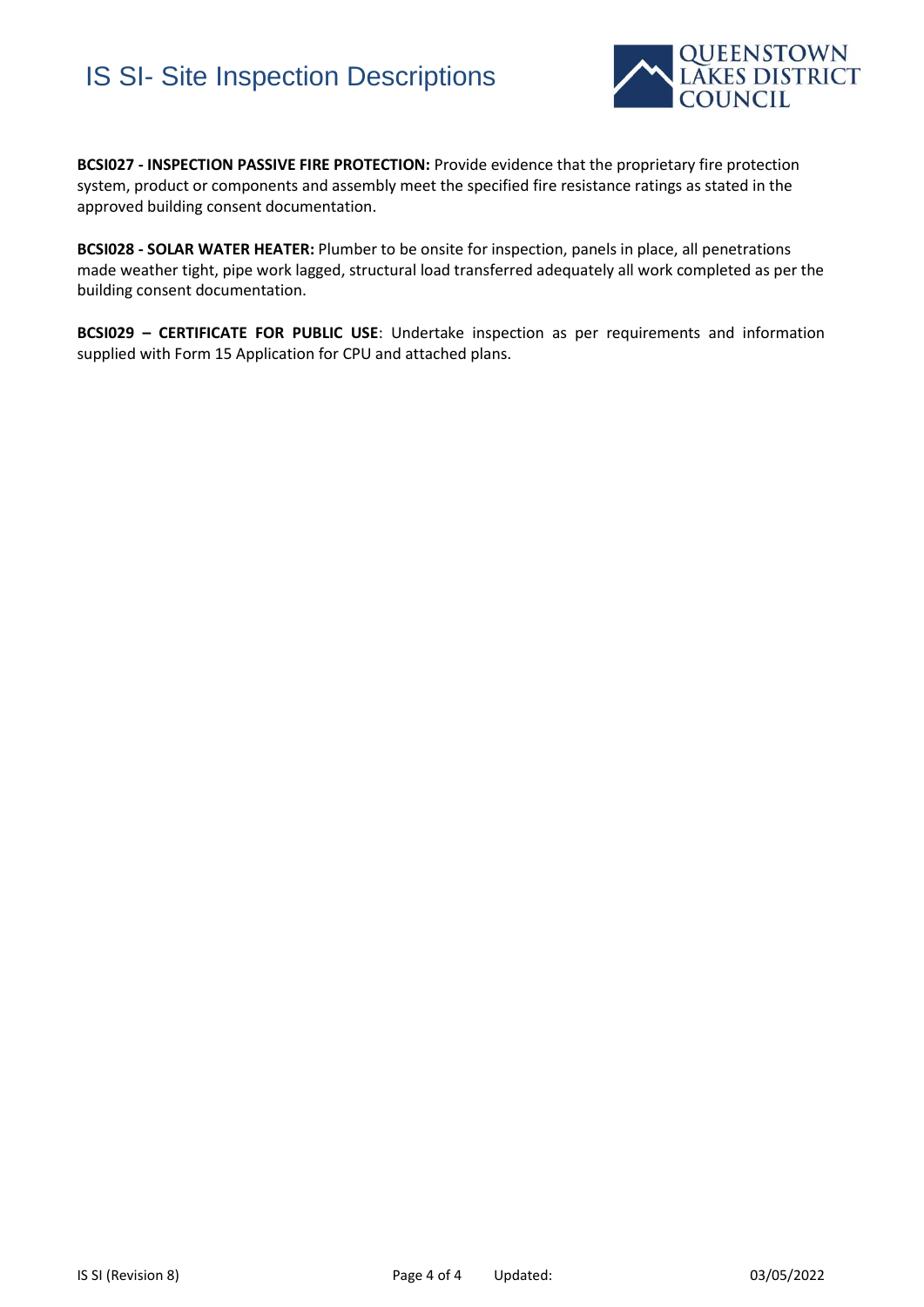**BCSI027 - INSPECTION PASSIVE FIRE PROTECTION:** Provide evidence that the proprietary fire protection system, product or components and assembly meet the specified fire resistance ratings as stated in the approved building consent documentation.

**BCSI028 - SOLAR WATER HEATER:** Plumber to be onsite for inspection, panels in place, all penetrations made weather tight, pipe work lagged, structural load transferred adequately all work completed as per the building consent documentation.

**BCSI029 – CERTIFICATE FOR PUBLIC USE**: Undertake inspection as per requirements and information supplied with Form 15 Application for CPU and attached plans.